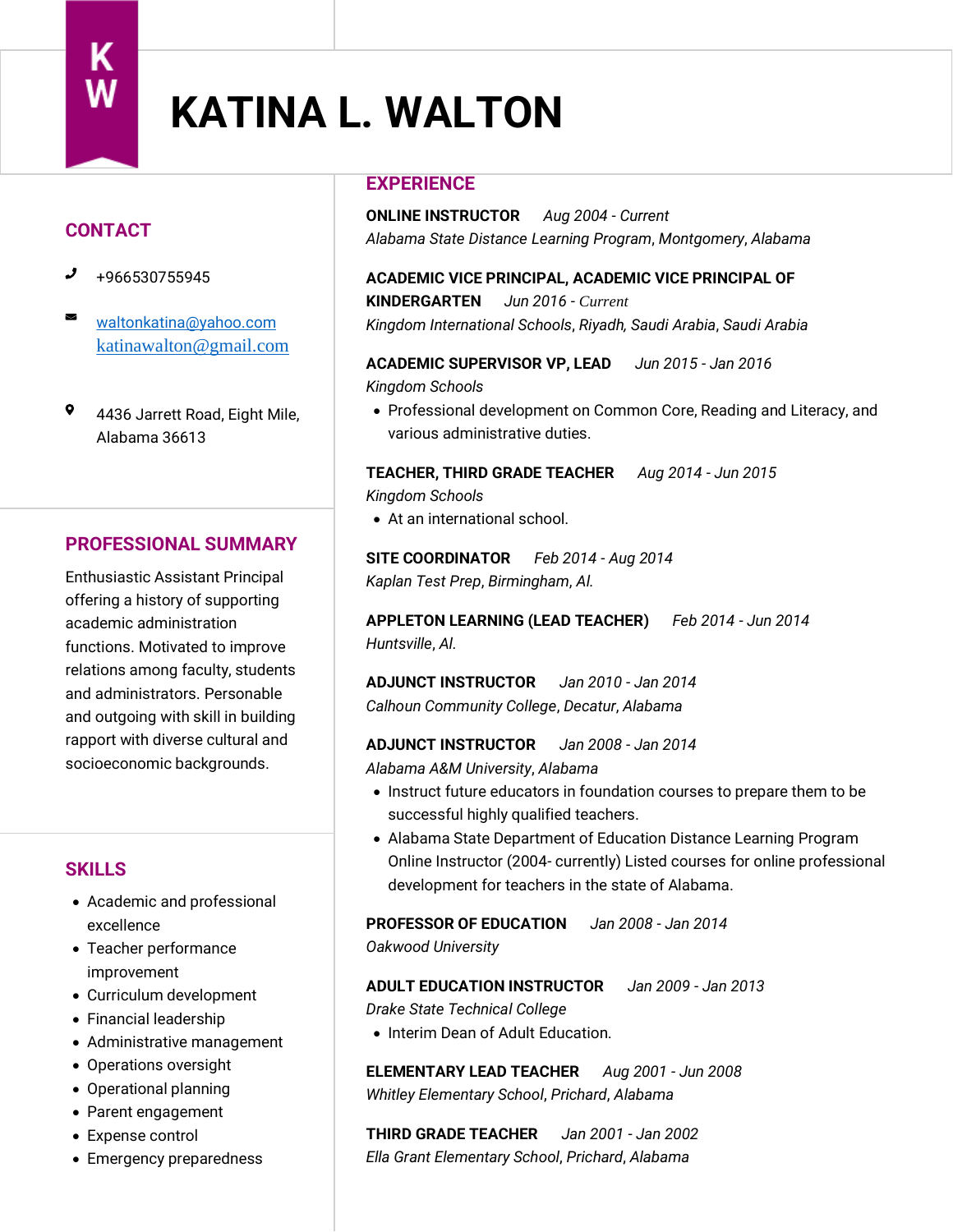# KATINA L. WALTON

## CONTACT

+966530755945

waltonkatina@yahoo.com
katinawalton@gmail.com

4436 Jarrett Road, Eight Mile, Alabama 36613

## PROFESSIONAL SUMMARY

Enthusiastic Assistant Principal offering a history of supporting academic administration functions. Motivated to improve relations among faculty, students and administrators. Personable and outgoing with skill in building rapport with diverse cultural and socioeconomic backgrounds.

## SKILLS

- Academic and professional excellence
- Teacher performance improvement
- Curriculum development
- Financial leadership
- Administrative management
- Operations oversight
- Operational planning
- Parent engagement
- Expense control
- Emergency preparedness

## EXPERIENCE

**ONLINE INSTRUCTOR** *Aug 2004 - Current*
*Alabama State Distance Learning Program, Montgomery, Alabama*

**ACADEMIC VICE PRINCIPAL, ACADEMIC VICE PRINCIPAL OF KINDERGARTEN** *Jun 2016 - Current*
*Kingdom International Schools, Riyadh, Saudi Arabia, Saudi Arabia*

**ACADEMIC SUPERVISOR VP, LEAD** *Jun 2015 - Jan 2016*
*Kingdom Schools*

- Professional development on Common Core, Reading and Literacy, and various administrative duties.

**TEACHER, THIRD GRADE TEACHER** *Aug 2014 - Jun 2015*
*Kingdom Schools*

- At an international school.

**SITE COORDINATOR** *Feb 2014 - Aug 2014*
*Kaplan Test Prep, Birmingham, Al.*

**APPLETON LEARNING (LEAD TEACHER)** *Feb 2014 - Jun 2014*
*Huntsville, Al.*

**ADJUNCT INSTRUCTOR** *Jan 2010 - Jan 2014*
*Calhoun Community College, Decatur, Alabama*

**ADJUNCT INSTRUCTOR** *Jan 2008 - Jan 2014*
*Alabama A&M University, Alabama*

- Instruct future educators in foundation courses to prepare them to be successful highly qualified teachers.
- Alabama State Department of Education Distance Learning Program Online Instructor (2004- currently) Listed courses for online professional development for teachers in the state of Alabama.

**PROFESSOR OF EDUCATION** *Jan 2008 - Jan 2014*
*Oakwood University*

**ADULT EDUCATION INSTRUCTOR** *Jan 2009 - Jan 2013*
*Drake State Technical College*

- Interim Dean of Adult Education.

**ELEMENTARY LEAD TEACHER** *Aug 2001 - Jun 2008*
*Whitley Elementary School, Prichard, Alabama*

**THIRD GRADE TEACHER** *Jan 2001 - Jan 2002*
*Ella Grant Elementary School, Prichard, Alabama*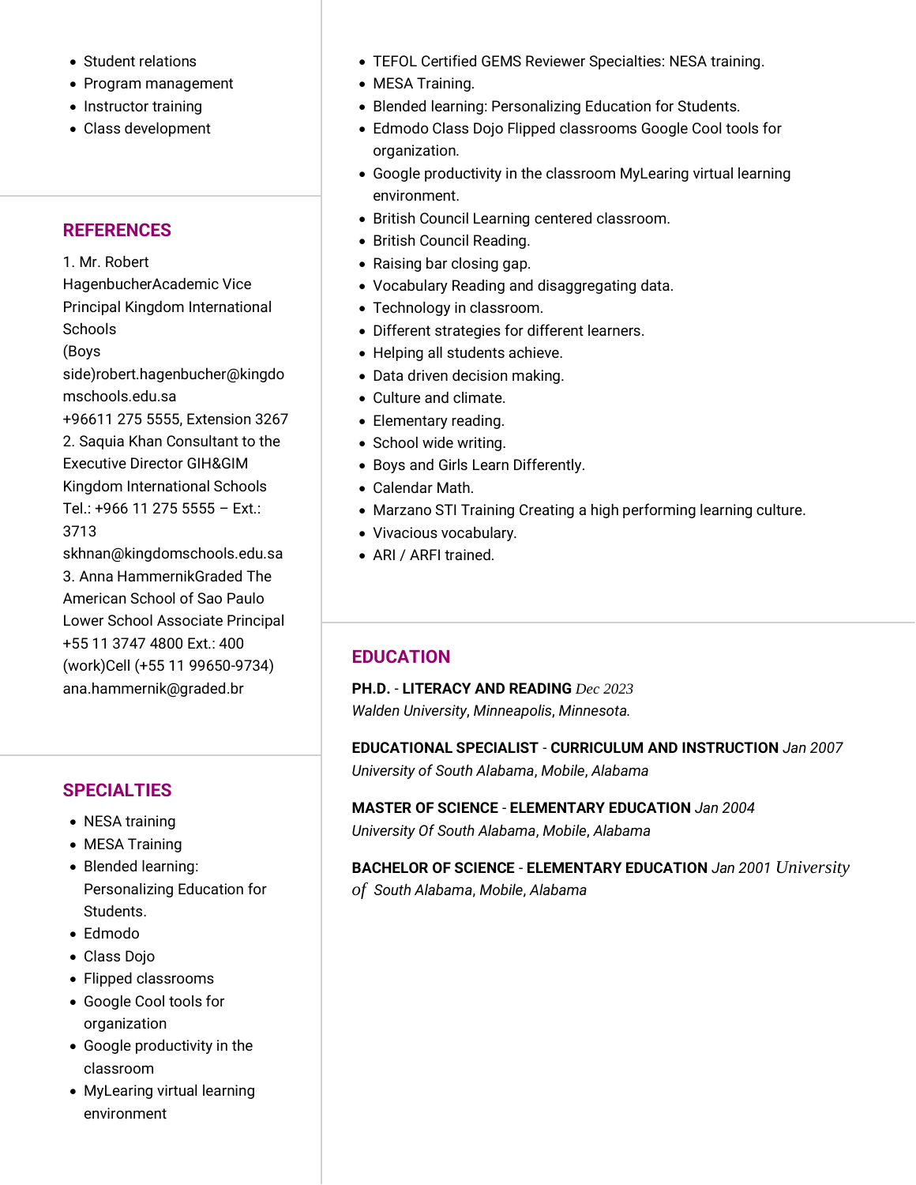- Student relations
- Program management
- Instructor training
- Class development

## REFERENCES

1. Mr. Robert HagenbucherAcademic Vice Principal Kingdom International Schools (Boys side)robert.hagenbucher@kingdomschools.edu.sa +96611 275 5555, Extension 3267
2. Saquia Khan Consultant to the Executive Director GIH&GIM Kingdom International Schools Tel.: +966 11 275 5555 – Ext.: 3713 skhnan@kingdomschools.edu.sa
3. Anna HammernikGraded The American School of Sao Paulo Lower School Associate Principal +55 11 3747 4800 Ext.: 400 (work)Cell (+55 11 99650-9734) ana.hammernik@graded.br

## SPECIALTIES

- NESA training
- MESA Training
- Blended learning: Personalizing Education for Students.
- Edmodo
- Class Dojo
- Flipped classrooms
- Google Cool tools for organization
- Google productivity in the classroom
- MyLearing virtual learning environment

- TEFOL Certified GEMS Reviewer Specialties: NESA training.
- MESA Training.
- Blended learning: Personalizing Education for Students.
- Edmodo Class Dojo Flipped classrooms Google Cool tools for organization.
- Google productivity in the classroom MyLearing virtual learning environment.
- British Council Learning centered classroom.
- British Council Reading.
- Raising bar closing gap.
- Vocabulary Reading and disaggregating data.
- Technology in classroom.
- Different strategies for different learners.
- Helping all students achieve.
- Data driven decision making.
- Culture and climate.
- Elementary reading.
- School wide writing.
- Boys and Girls Learn Differently.
- Calendar Math.
- Marzano STI Training Creating a high performing learning culture.
- Vivacious vocabulary.
- ARI / ARFI trained.

## EDUCATION

**PH.D.** - **LITERACY AND READING** *Dec 2023*
*Walden University*, *Minneapolis*, *Minnesota.*

**EDUCATIONAL SPECIALIST** - **CURRICULUM AND INSTRUCTION** *Jan 2007*
*University of South Alabama*, *Mobile*, *Alabama*

**MASTER OF SCIENCE** - **ELEMENTARY EDUCATION** *Jan 2004*
*University Of South Alabama*, *Mobile*, *Alabama*

**BACHELOR OF SCIENCE** - **ELEMENTARY EDUCATION** *Jan 2001* *University of South Alabama*, *Mobile*, *Alabama*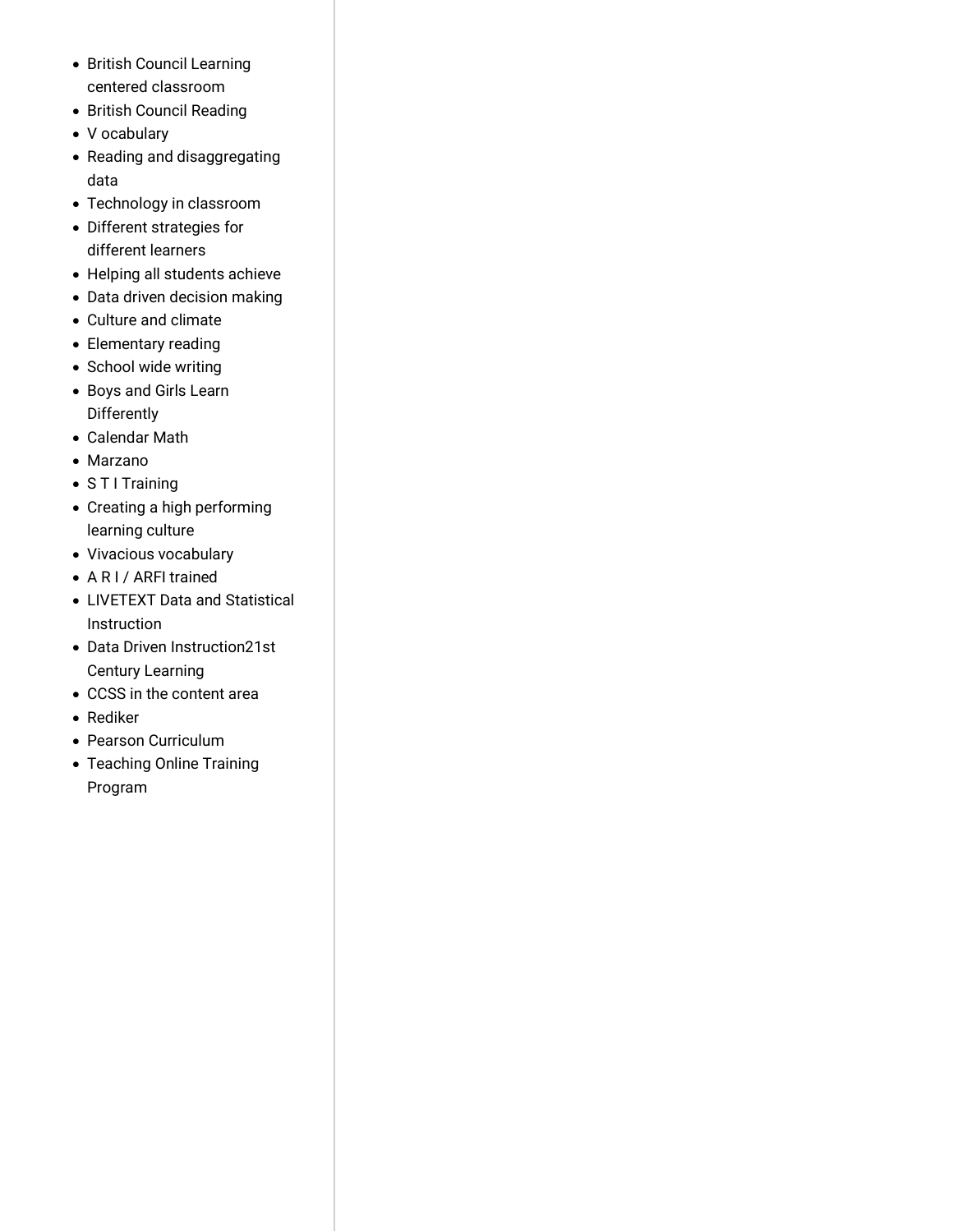- British Council Learning centered classroom
- British Council Reading
- V ocabulary
- Reading and disaggregating data
- Technology in classroom
- Different strategies for different learners
- Helping all students achieve
- Data driven decision making
- Culture and climate
- Elementary reading
- School wide writing
- Boys and Girls Learn Differently
- Calendar Math
- Marzano
- S T I Training
- Creating a high performing learning culture
- Vivacious vocabulary
- A R I / ARFI trained
- LIVETEXT Data and Statistical Instruction
- Data Driven Instruction21st Century Learning
- CCSS in the content area
- Rediker
- Pearson Curriculum
- Teaching Online Training Program